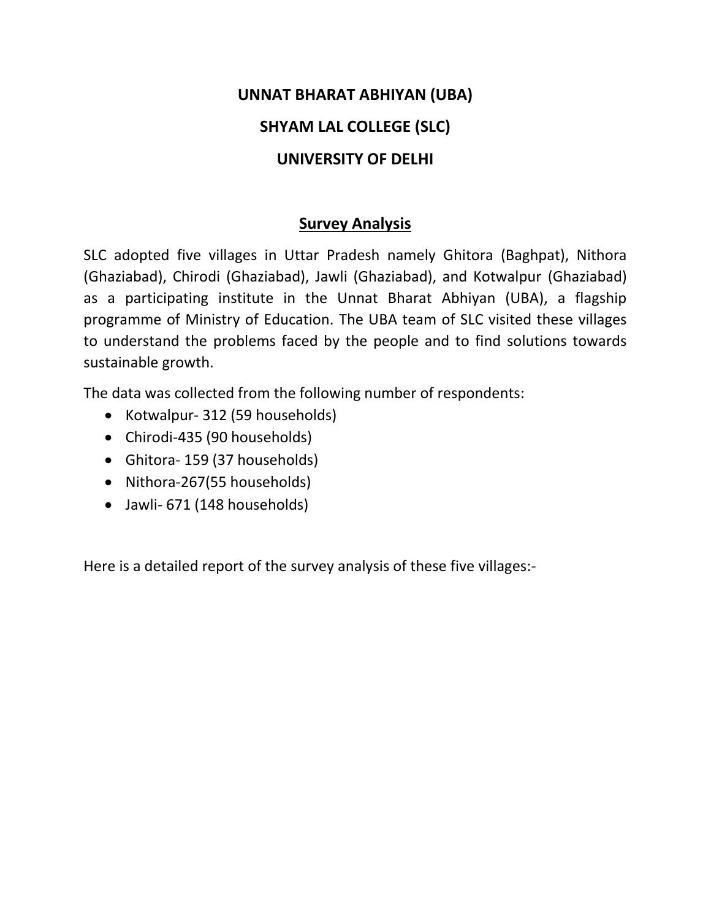# UNNAT BHARAT ABHIYAN (UBA)

# SHYAM LAL COLLEGE (SLC)

# UNIVERSITY OF DELHI

## Survey Analysis

SLC adopted five villages in Uttar Pradesh namely Ghitora (Baghpat), Nithora (Ghaziabad), Chirodi (Ghaziabad), Jawli (Ghaziabad), and Kotwalpur (Ghaziabad) as a participating institute in the Unnat Bharat Abhiyan (UBA), a flagship programme of Ministry of Education. The UBA team of SLC visited these villages to understand the problems faced by the people and to find solutions towards sustainable growth.

The data was collected from the following number of respondents:

- Kotwalpur- 312 (59 households)
- Chirodi-435 (90 households)
- Ghitora- 159 (37 households)
- Nithora-267(55 households)
- Jawli- 671 (148 households)

Here is a detailed report of the survey analysis of these five villages:-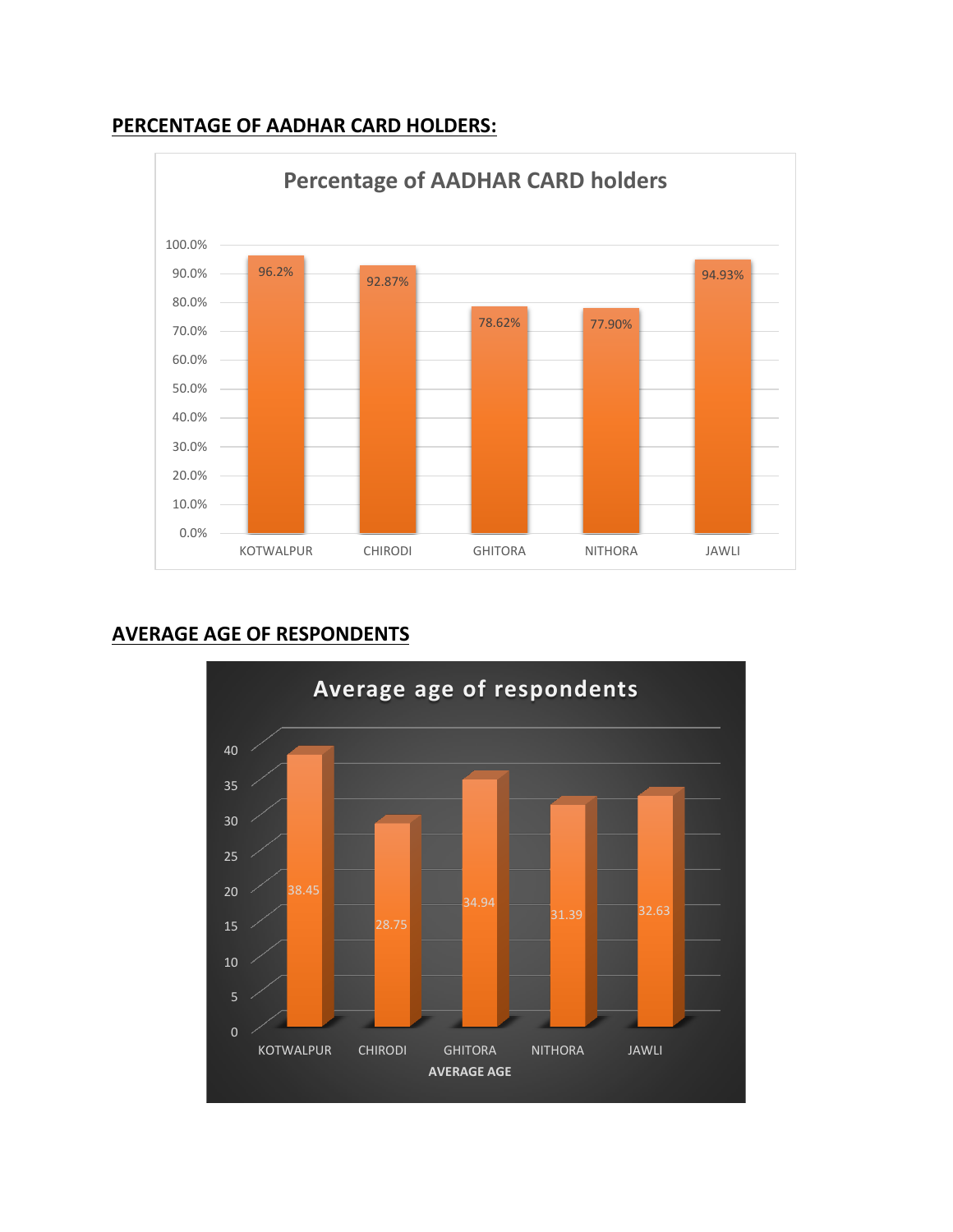## PERCENTAGE OF AADHAR CARD HOLDERS:

**Percentage of AADHAR CARD holders**

| Village | Percentage |
| --- | --- |
| KOTWALPUR | 96.2% |
| CHIRODI | 92.87% |
| GHITORA | 78.62% |
| NITHORA | 77.90% |
| JAWLI | 94.93% |

## AVERAGE AGE OF RESPONDENTS

**Average age of respondents**

| Village | AVERAGE AGE |
| --- | --- |
| KOTWALPUR | 38.45 |
| CHIRODI | 28.75 |
| GHITORA | 34.94 |
| NITHORA | 31.39 |
| JAWLI | 32.63 |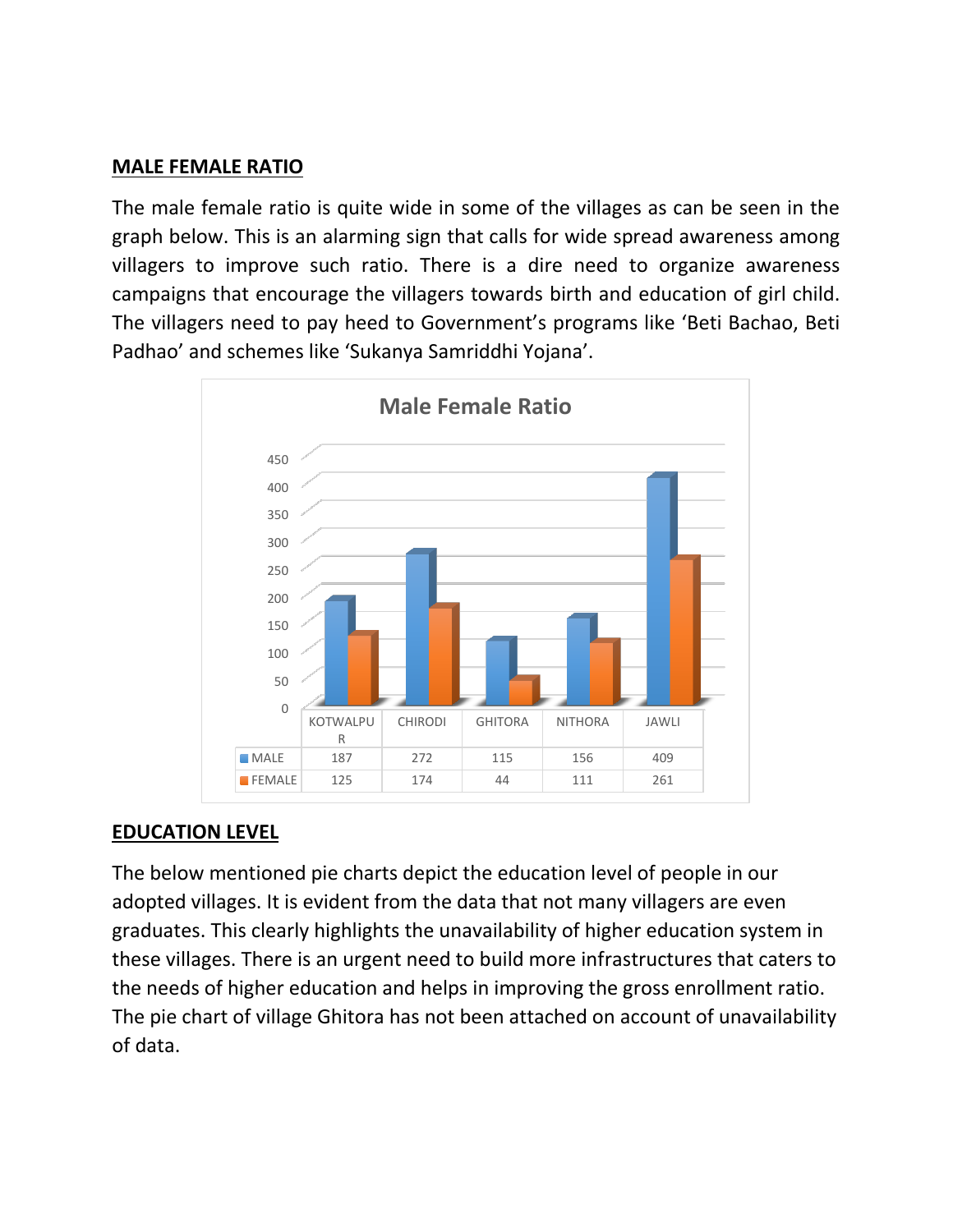## MALE FEMALE RATIO

The male female ratio is quite wide in some of the villages as can be seen in the graph below. This is an alarming sign that calls for wide spread awareness among villagers to improve such ratio. There is a dire need to organize awareness campaigns that encourage the villagers towards birth and education of girl child. The villagers need to pay heed to Government's programs like 'Beti Bachao, Beti Padhao' and schemes like 'Sukanya Samriddhi Yojana'.

**Male Female Ratio**

| | KOTWALPUR | CHIRODI | GHITORA | NITHORA | JAWLI |
|---|---|---|---|---|---|
| MALE | 187 | 272 | 115 | 156 | 409 |
| FEMALE | 125 | 174 | 44 | 111 | 261 |

## EDUCATION LEVEL

The below mentioned pie charts depict the education level of people in our adopted villages. It is evident from the data that not many villagers are even graduates. This clearly highlights the unavailability of higher education system in these villages. There is an urgent need to build more infrastructures that caters to the needs of higher education and helps in improving the gross enrollment ratio. The pie chart of village Ghitora has not been attached on account of unavailability of data.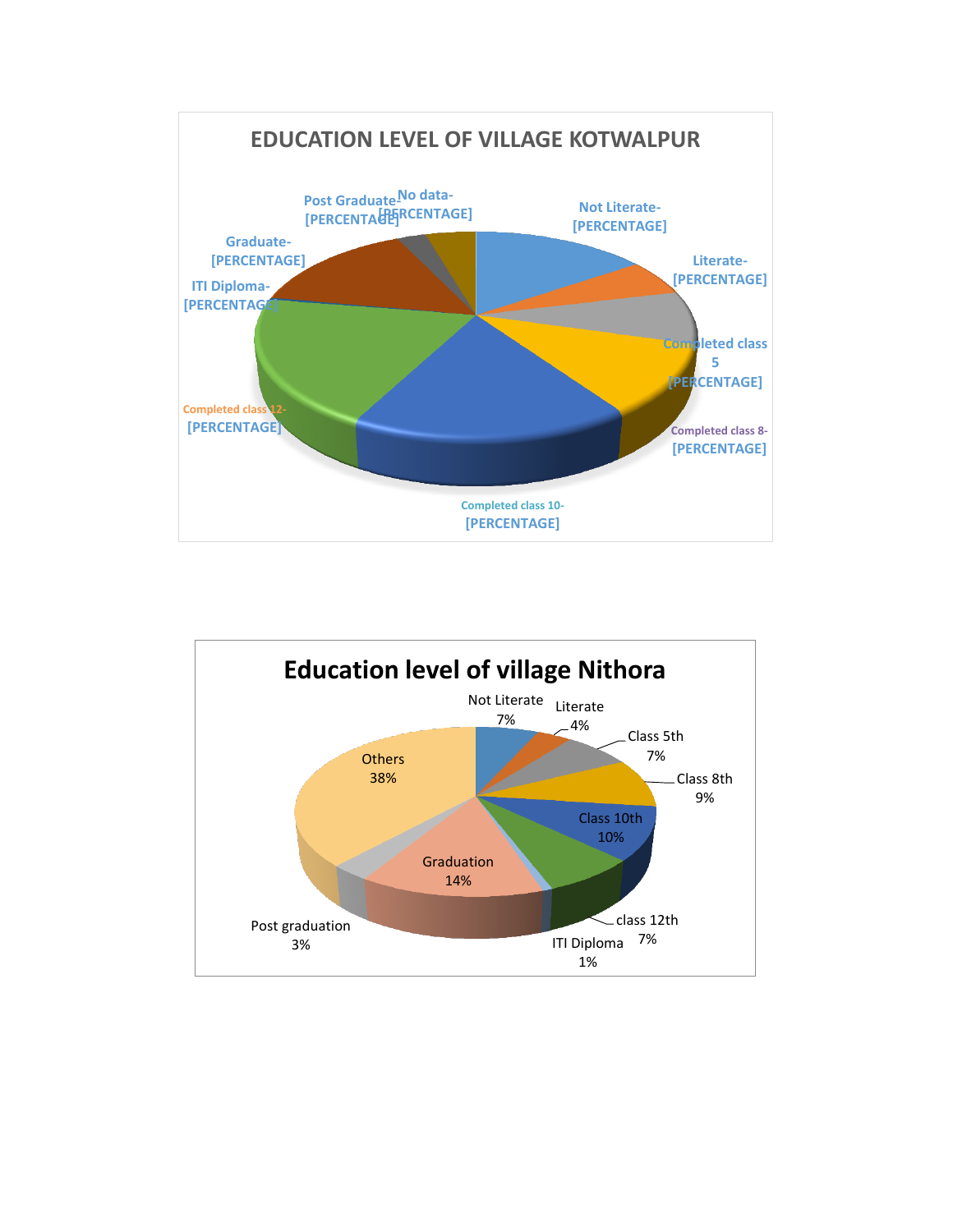## EDUCATION LEVEL OF VILLAGE KOTWALPUR

Not Literate- [PERCENTAGE]
Literate- [PERCENTAGE]
Completed class 5 [PERCENTAGE]
Completed class 8- [PERCENTAGE]
Completed class 10- [PERCENTAGE]
Completed class 12- [PERCENTAGE]
ITI Diploma- [PERCENTAGE]
Graduate- [PERCENTAGE]
Post Graduate- [PERCENTAGE]
No data- [PERCENTAGE]

## Education level of village Nithora

| Category | Percentage |
|---|---|
| Not Literate | 7% |
| Literate | 4% |
| Class 5th | 7% |
| Class 8th | 9% |
| Class 10th | 10% |
| class 12th | 7% |
| ITI Diploma | 1% |
| Graduation | 14% |
| Post graduation | 3% |
| Others | 38% |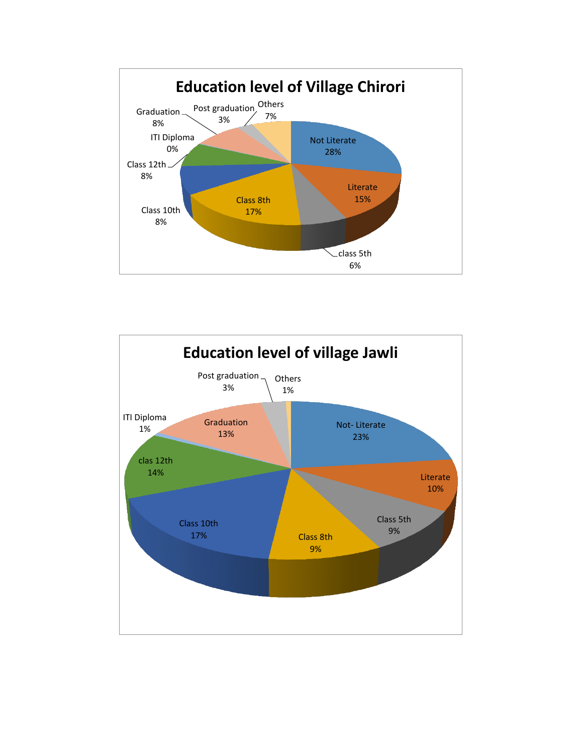## Education level of Village Chirori

| Category | Percentage |
| --- | --- |
| Not Literate | 28% |
| Literate | 15% |
| class 5th | 6% |
| Class 8th | 17% |
| Class 10th | 8% |
| Class 12th | 8% |
| ITI Diploma | 0% |
| Graduation | 8% |
| Post graduation | 3% |
| Others | 7% |

## Education level of village Jawli

| Category | Percentage |
| --- | --- |
| Not- Literate | 23% |
| Literate | 10% |
| Class 5th | 9% |
| Class 8th | 9% |
| Class 10th | 17% |
| clas 12th | 14% |
| ITI Diploma | 1% |
| Graduation | 13% |
| Post graduation | 3% |
| Others | 1% |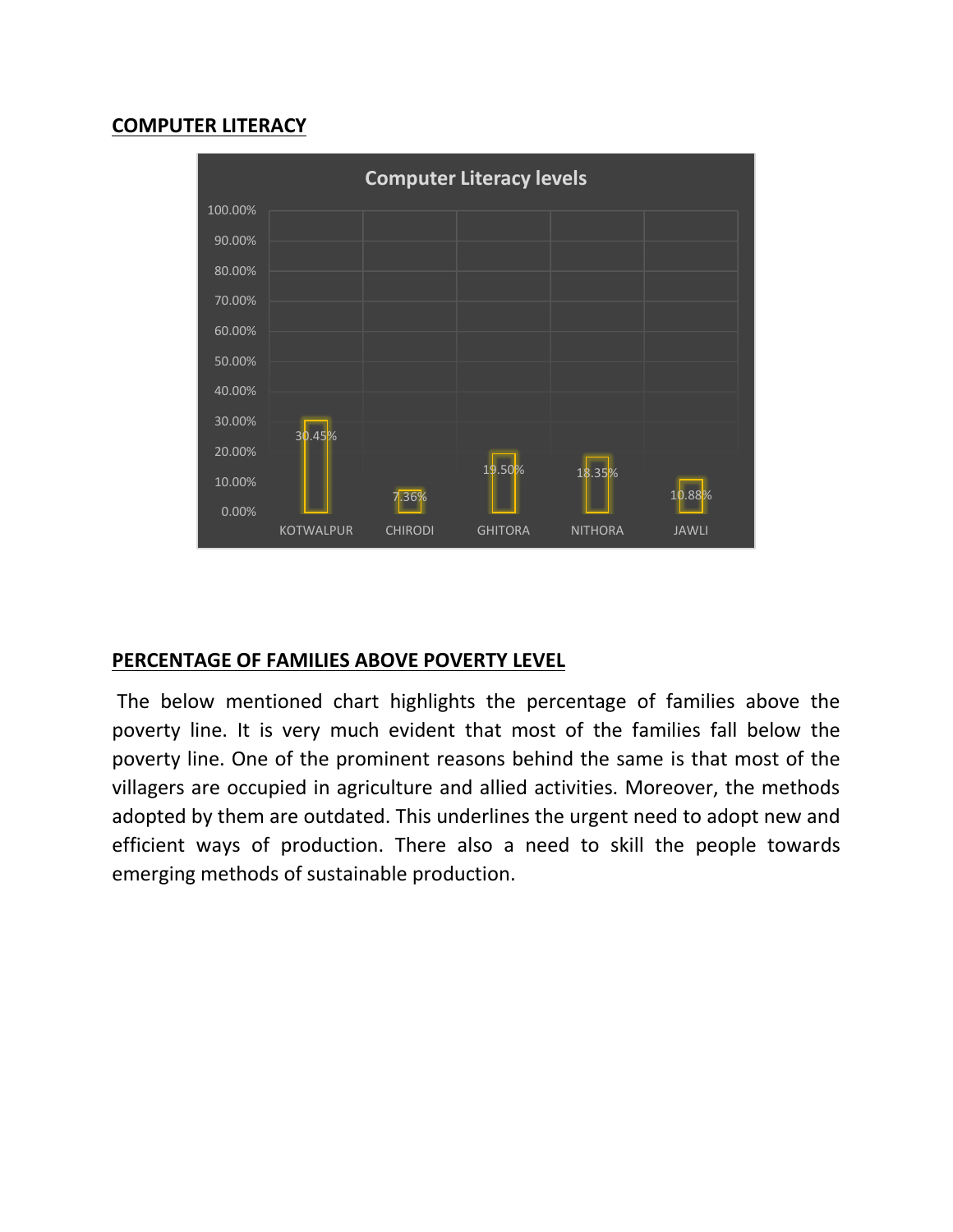## COMPUTER LITERACY

**Computer Literacy levels**

| Village | Computer Literacy |
|---|---|
| KOTWALPUR | 30.45% |
| CHIRODI | 7.36% |
| GHITORA | 19.50% |
| NITHORA | 18.35% |
| JAWLI | 10.88% |

## PERCENTAGE OF FAMILIES ABOVE POVERTY LEVEL

The below mentioned chart highlights the percentage of families above the poverty line. It is very much evident that most of the families fall below the poverty line. One of the prominent reasons behind the same is that most of the villagers are occupied in agriculture and allied activities. Moreover, the methods adopted by them are outdated. This underlines the urgent need to adopt new and efficient ways of production. There also a need to skill the people towards emerging methods of sustainable production.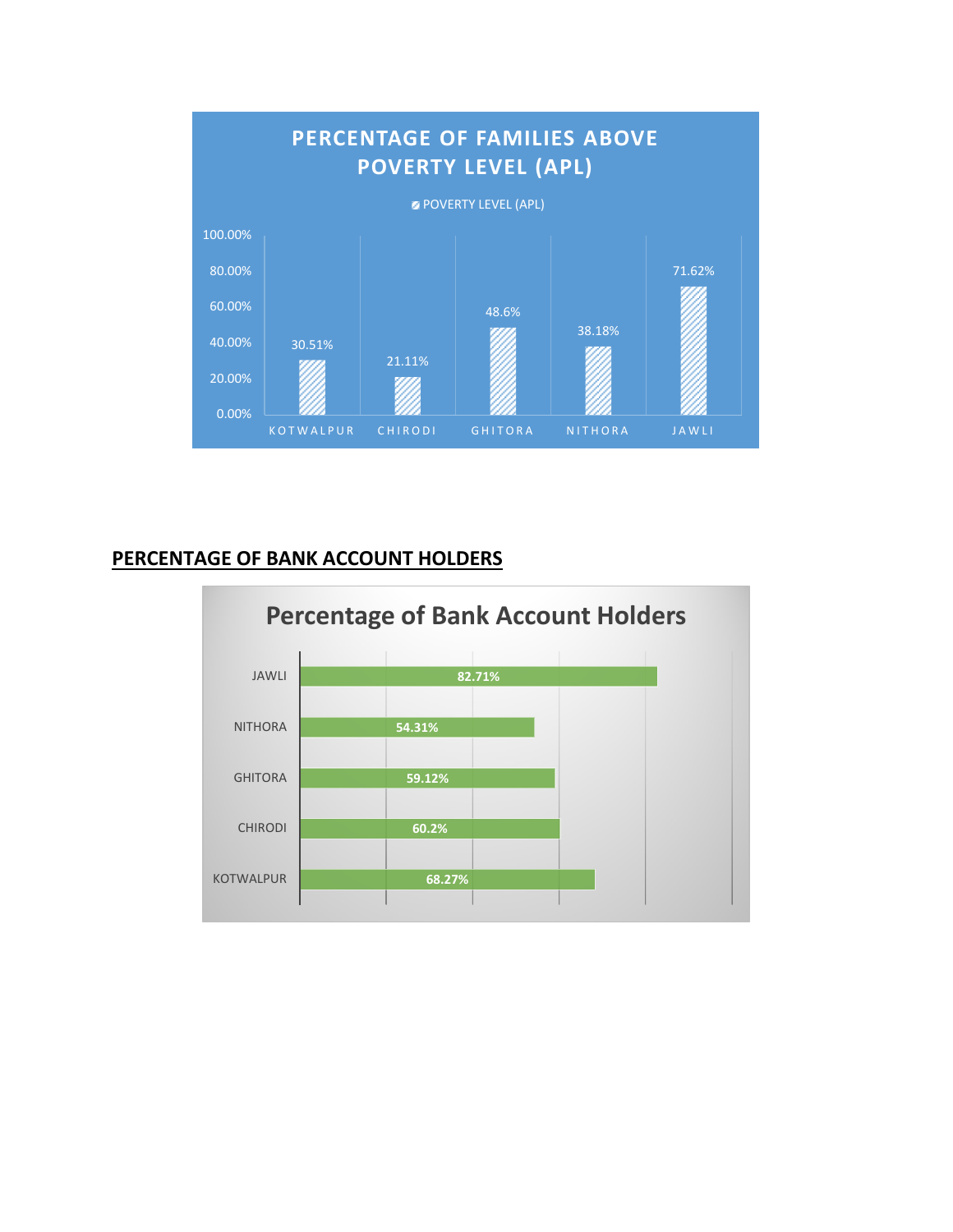**PERCENTAGE OF FAMILIES ABOVE POVERTY LEVEL (APL)**

| | POVERTY LEVEL (APL) |
|---|---|
| KOTWALPUR | 30.51% |
| CHIRODI | 21.11% |
| GHITORA | 48.6% |
| NITHORA | 38.18% |
| JAWLI | 71.62% |

## PERCENTAGE OF BANK ACCOUNT HOLDERS

**Percentage of Bank Account Holders**

| | Percentage |
|---|---|
| JAWLI | 82.71% |
| NITHORA | 54.31% |
| GHITORA | 59.12% |
| CHIRODI | 60.2% |
| KOTWALPUR | 68.27% |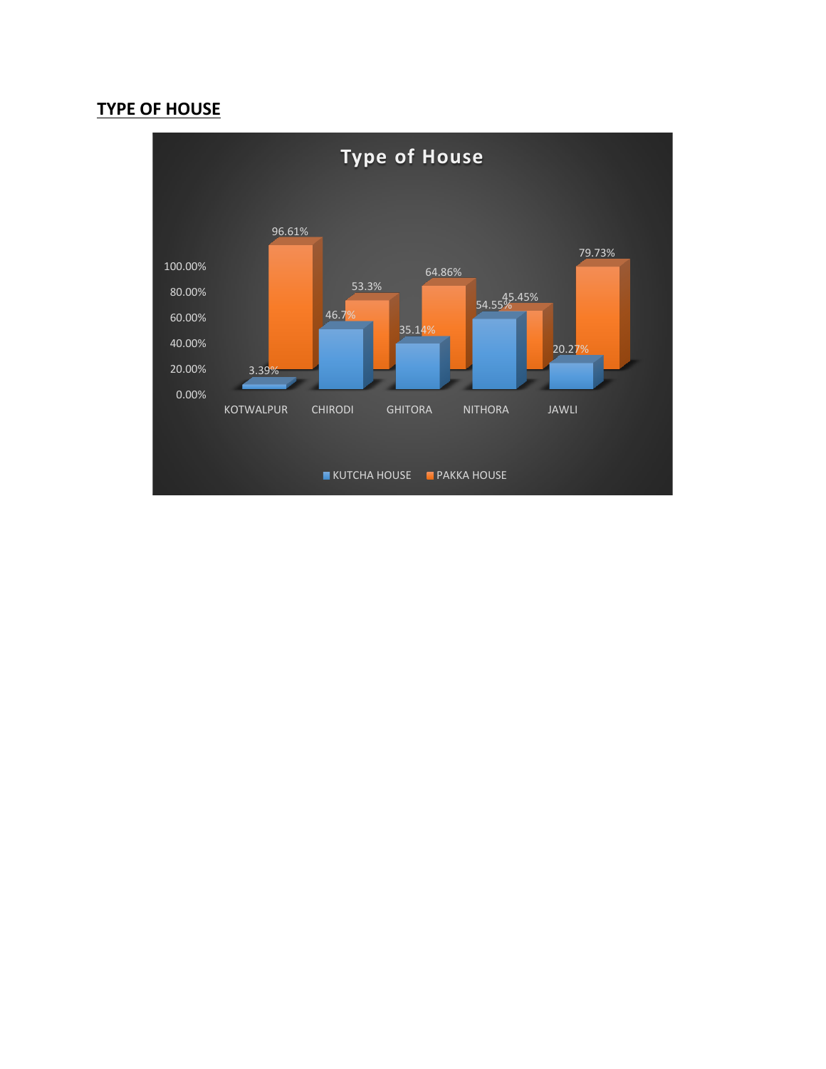## TYPE OF HOUSE

**Type of House**

| | KUTCHA HOUSE | PAKKA HOUSE |
|---|---|---|
| KOTWALPUR | 3.39% | 96.61% |
| CHIRODI | 46.7% | 53.3% |
| GHITORA | 35.14% | 64.86% |
| NITHORA | 54.55% | 45.45% |
| JAWLI | 20.27% | 79.73% |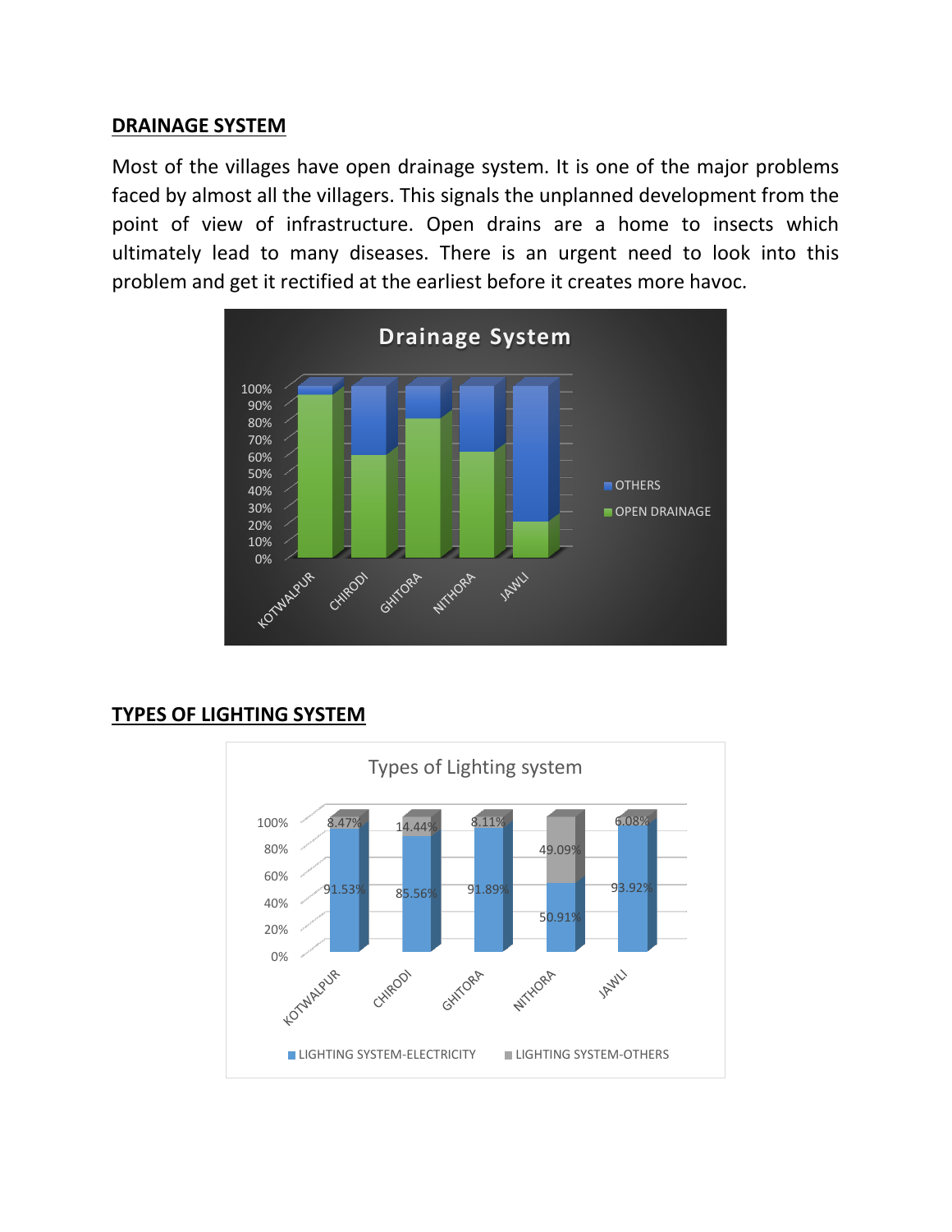## DRAINAGE SYSTEM

Most of the villages have open drainage system. It is one of the major problems faced by almost all the villagers. This signals the unplanned development from the point of view of infrastructure. Open drains are a home to insects which ultimately lead to many diseases. There is an urgent need to look into this problem and get it rectified at the earliest before it creates more havoc.

## TYPES OF LIGHTING SYSTEM

Types of Lighting system

| | KOTWALPUR | CHIRODI | GHITORA | NITHORA | JAWLI |
|---|---|---|---|---|---|
| LIGHTING SYSTEM-ELECTRICITY | 91.53% | 85.56% | 91.89% | 50.91% | 93.92% |
| LIGHTING SYSTEM-OTHERS | 8.47% | 14.44% | 8.11% | 49.09% | 6.08% |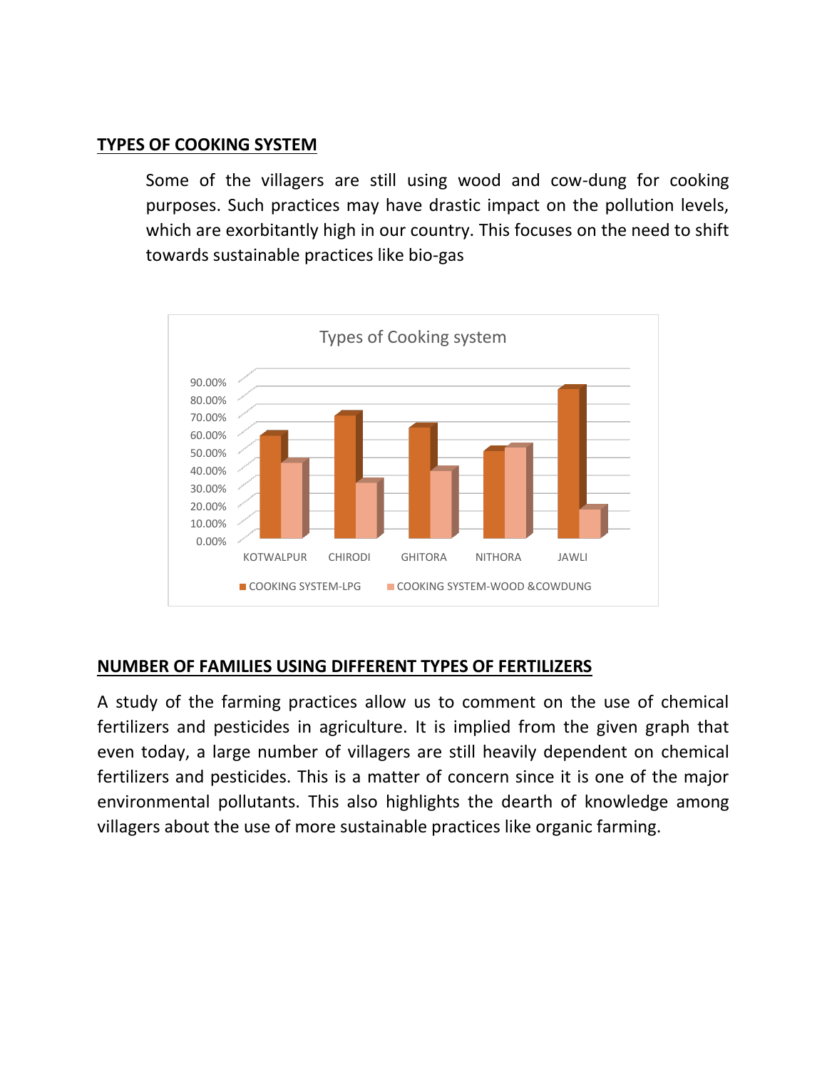## TYPES OF COOKING SYSTEM

Some of the villagers are still using wood and cow-dung for cooking purposes. Such practices may have drastic impact on the pollution levels, which are exorbitantly high in our country. This focuses on the need to shift towards sustainable practices like bio-gas

Types of Cooking system

90.00%
80.00%
70.00%
60.00%
50.00%
40.00%
30.00%
20.00%
10.00%
0.00%

KOTWALPUR CHIRODI GHITORA NITHORA JAWLI

COOKING SYSTEM-LPG COOKING SYSTEM-WOOD &COWDUNG

## NUMBER OF FAMILIES USING DIFFERENT TYPES OF FERTILIZERS

A study of the farming practices allow us to comment on the use of chemical fertilizers and pesticides in agriculture. It is implied from the given graph that even today, a large number of villagers are still heavily dependent on chemical fertilizers and pesticides. This is a matter of concern since it is one of the major environmental pollutants. This also highlights the dearth of knowledge among villagers about the use of more sustainable practices like organic farming.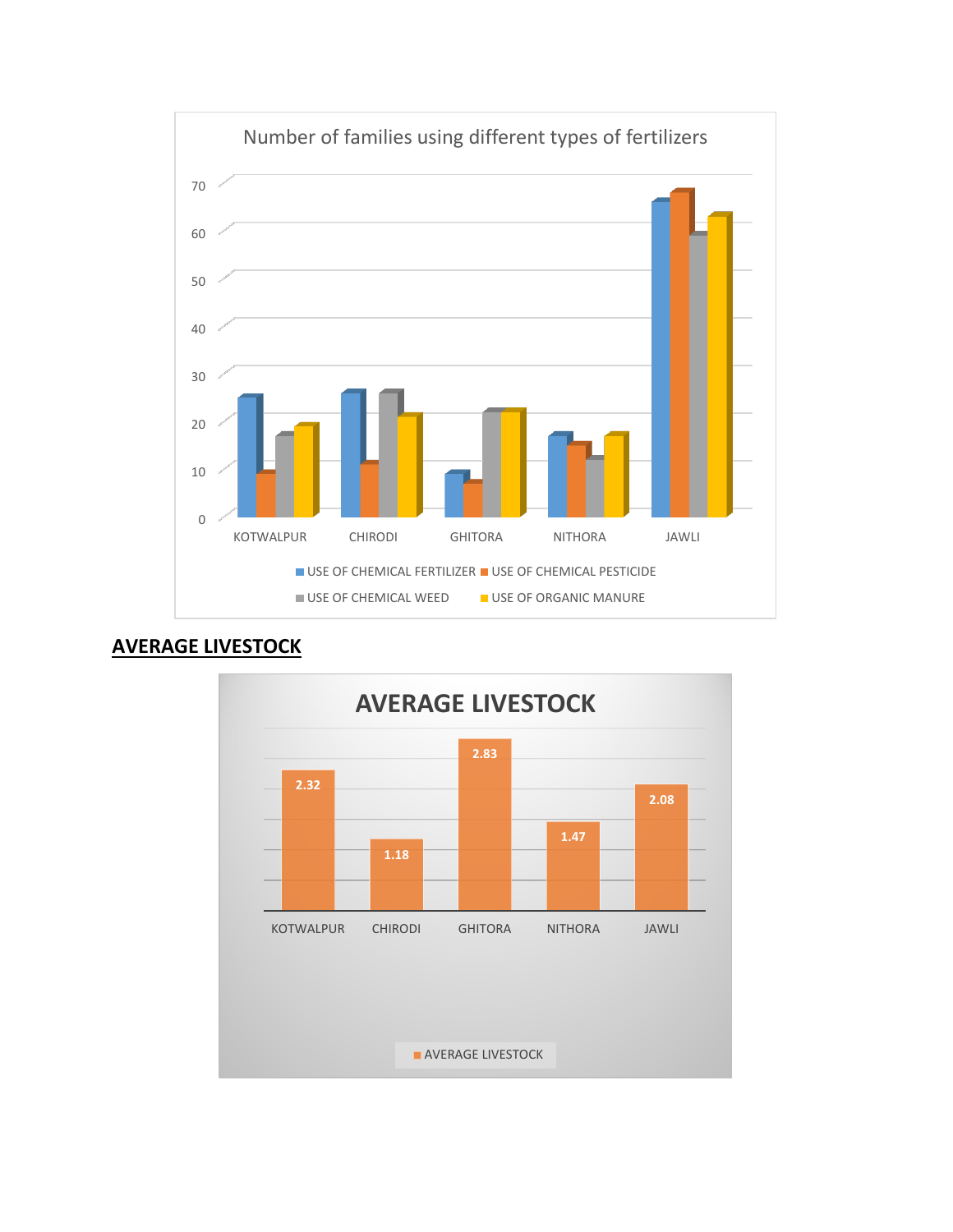**Number of families using different types of fertilizers**

| | USE OF CHEMICAL FERTILIZER | USE OF CHEMICAL PESTICIDE | USE OF CHEMICAL WEED | USE OF ORGANIC MANURE |
|---|---|---|---|---|
| KOTWALPUR | 25 | 9 | 17 | 19 |
| CHIRODI | 26 | 11 | 26 | 21 |
| GHITORA | 9 | 7 | 22 | 22 |
| NITHORA | 17 | 15 | 12 | 17 |
| JAWLI | 66 | 68 | 59 | 63 |

## AVERAGE LIVESTOCK

**AVERAGE LIVESTOCK**

| | AVERAGE LIVESTOCK |
|---|---|
| KOTWALPUR | 2.32 |
| CHIRODI | 1.18 |
| GHITORA | 2.83 |
| NITHORA | 1.47 |
| JAWLI | 2.08 |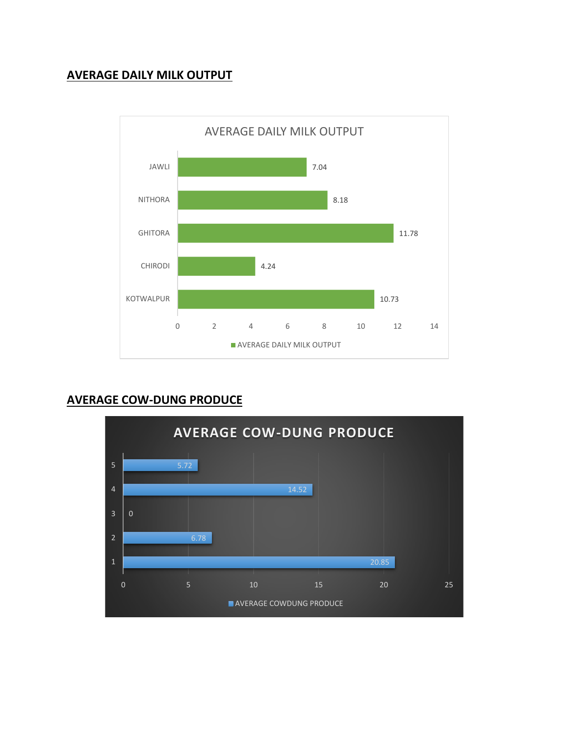## AVERAGE DAILY MILK OUTPUT

AVERAGE DAILY MILK OUTPUT

| Village | AVERAGE DAILY MILK OUTPUT |
| --- | --- |
| JAWLI | 7.04 |
| NITHORA | 8.18 |
| GHITORA | 11.78 |
| CHIRODI | 4.24 |
| KOTWALPUR | 10.73 |

## AVERAGE COW-DUNG PRODUCE

AVERAGE COW-DUNG PRODUCE

| | AVERAGE COWDUNG PRODUCE |
| --- | --- |
| 5 | 5.72 |
| 4 | 14.52 |
| 3 | 0 |
| 2 | 6.78 |
| 1 | 20.85 |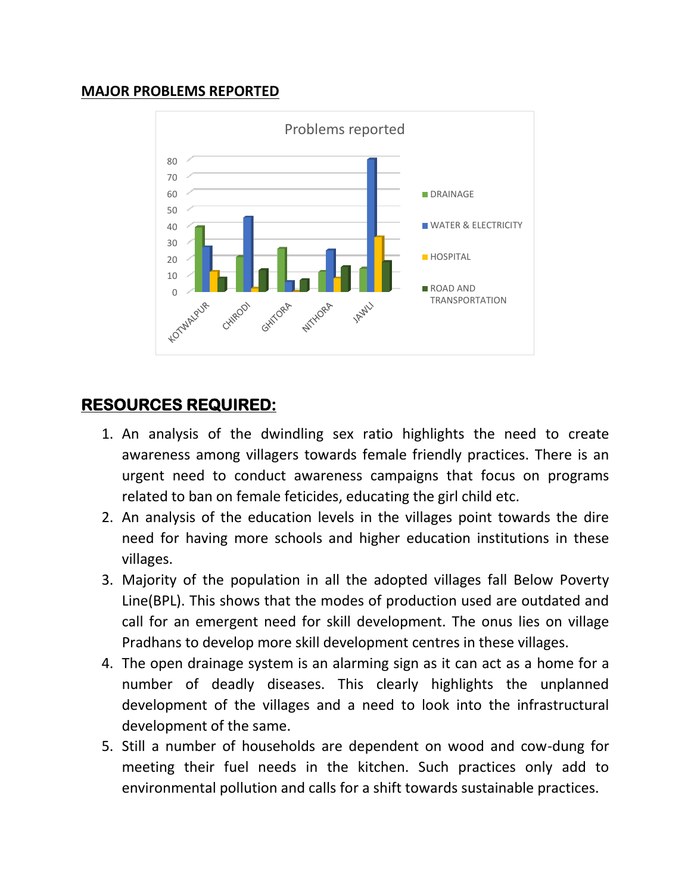## MAJOR PROBLEMS REPORTED

## RESOURCES REQUIRED:

1. An analysis of the dwindling sex ratio highlights the need to create awareness among villagers towards female friendly practices. There is an urgent need to conduct awareness campaigns that focus on programs related to ban on female feticides, educating the girl child etc.
2. An analysis of the education levels in the villages point towards the dire need for having more schools and higher education institutions in these villages.
3. Majority of the population in all the adopted villages fall Below Poverty Line(BPL). This shows that the modes of production used are outdated and call for an emergent need for skill development. The onus lies on village Pradhans to develop more skill development centres in these villages.
4. The open drainage system is an alarming sign as it can act as a home for a number of deadly diseases. This clearly highlights the unplanned development of the villages and a need to look into the infrastructural development of the same.
5. Still a number of households are dependent on wood and cow-dung for meeting their fuel needs in the kitchen. Such practices only add to environmental pollution and calls for a shift towards sustainable practices.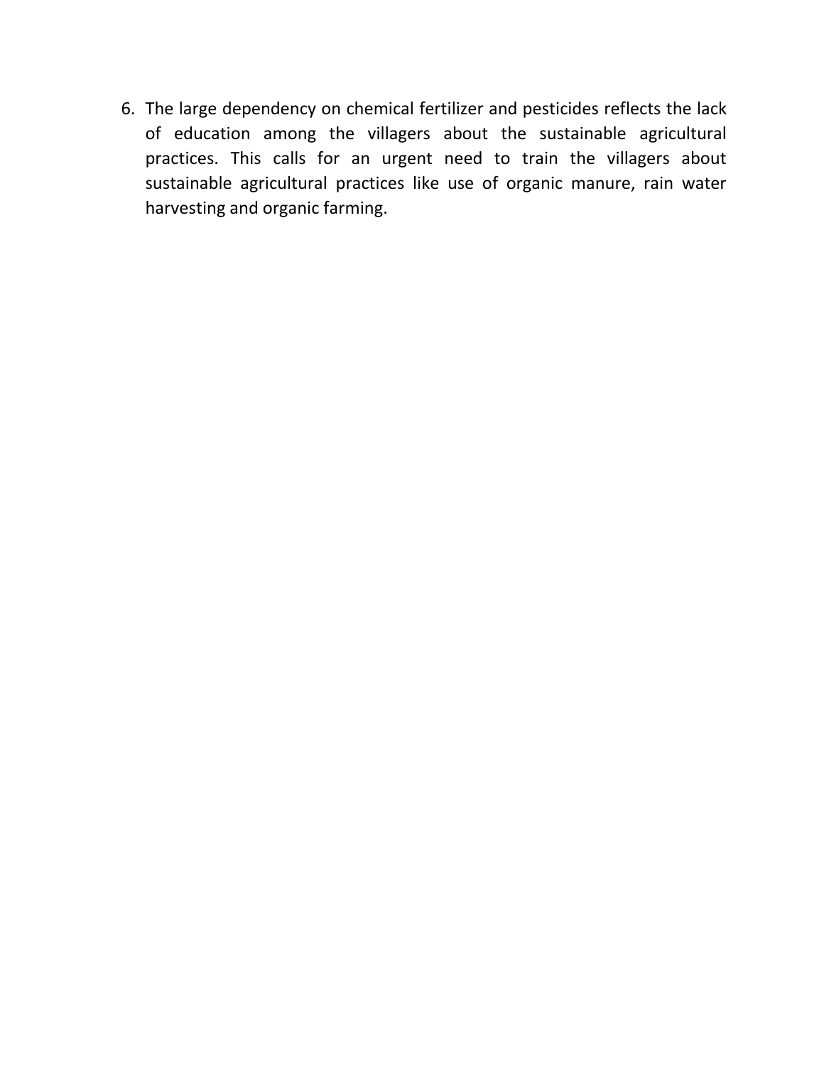6. The large dependency on chemical fertilizer and pesticides reflects the lack of education among the villagers about the sustainable agricultural practices. This calls for an urgent need to train the villagers about sustainable agricultural practices like use of organic manure, rain water harvesting and organic farming.